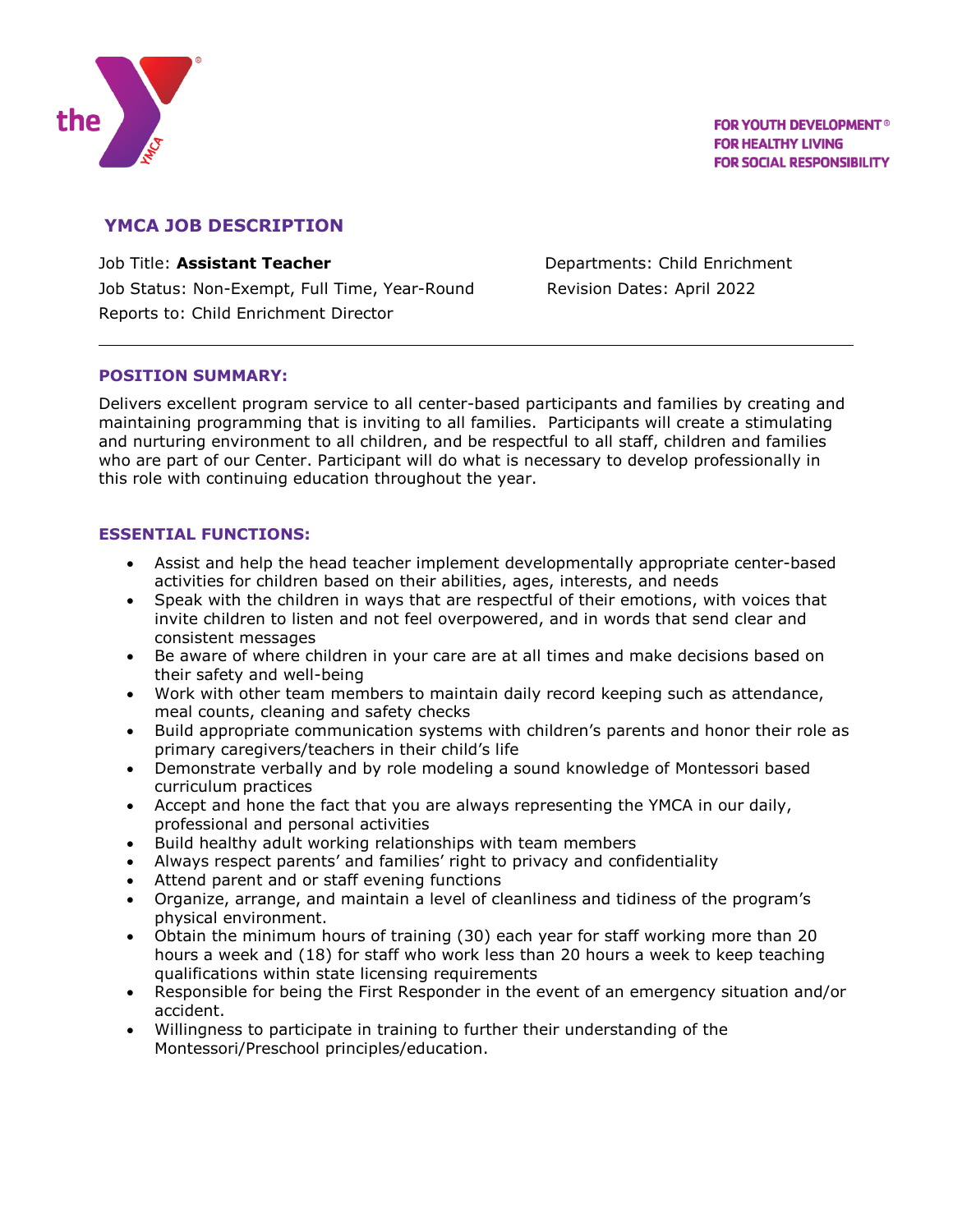FOR YOUTH DEVELOPMENT®
FOR HEALTHY LIVING
FOR SOCIAL RESPONSIBILITY

## YMCA JOB DESCRIPTION

Job Title: **Assistant Teacher**
Departments: Child Enrichment
Job Status: Non-Exempt, Full Time, Year-Round
Revision Dates: April 2022
Reports to: Child Enrichment Director

---

### POSITION SUMMARY:

Delivers excellent program service to all center-based participants and families by creating and maintaining programming that is inviting to all families. Participants will create a stimulating and nurturing environment to all children, and be respectful to all staff, children and families who are part of our Center. Participant will do what is necessary to develop professionally in this role with continuing education throughout the year.

### ESSENTIAL FUNCTIONS:

- Assist and help the head teacher implement developmentally appropriate center-based activities for children based on their abilities, ages, interests, and needs
- Speak with the children in ways that are respectful of their emotions, with voices that invite children to listen and not feel overpowered, and in words that send clear and consistent messages
- Be aware of where children in your care are at all times and make decisions based on their safety and well-being
- Work with other team members to maintain daily record keeping such as attendance, meal counts, cleaning and safety checks
- Build appropriate communication systems with children's parents and honor their role as primary caregivers/teachers in their child's life
- Demonstrate verbally and by role modeling a sound knowledge of Montessori based curriculum practices
- Accept and hone the fact that you are always representing the YMCA in our daily, professional and personal activities
- Build healthy adult working relationships with team members
- Always respect parents' and families' right to privacy and confidentiality
- Attend parent and or staff evening functions
- Organize, arrange, and maintain a level of cleanliness and tidiness of the program's physical environment.
- Obtain the minimum hours of training (30) each year for staff working more than 20 hours a week and (18) for staff who work less than 20 hours a week to keep teaching qualifications within state licensing requirements
- Responsible for being the First Responder in the event of an emergency situation and/or accident.
- Willingness to participate in training to further their understanding of the Montessori/Preschool principles/education.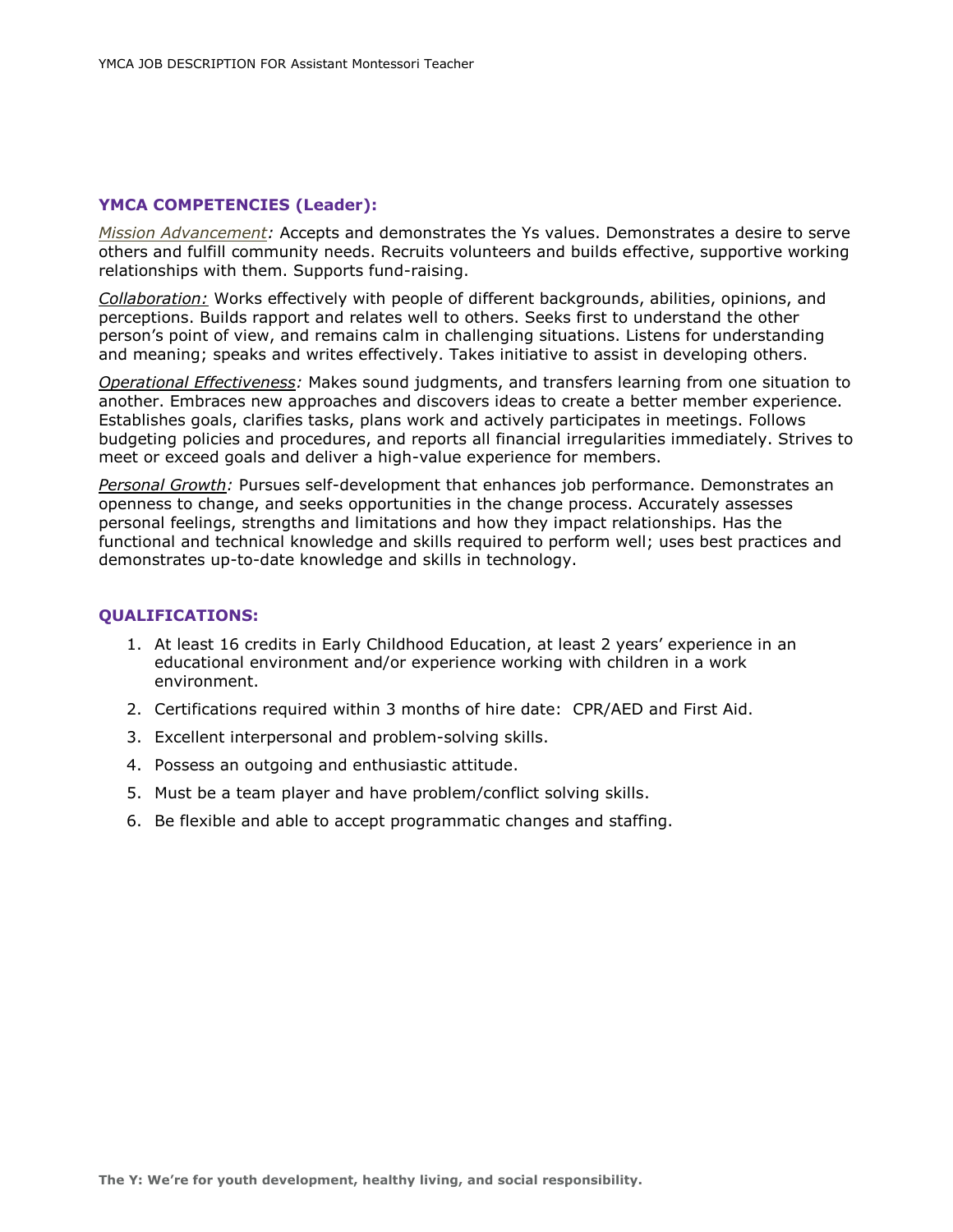## YMCA COMPETENCIES (Leader):

*Mission Advancement:* Accepts and demonstrates the Ys values. Demonstrates a desire to serve others and fulfill community needs. Recruits volunteers and builds effective, supportive working relationships with them. Supports fund-raising.

*Collaboration:* Works effectively with people of different backgrounds, abilities, opinions, and perceptions. Builds rapport and relates well to others. Seeks first to understand the other person's point of view, and remains calm in challenging situations. Listens for understanding and meaning; speaks and writes effectively. Takes initiative to assist in developing others.

*Operational Effectiveness:* Makes sound judgments, and transfers learning from one situation to another. Embraces new approaches and discovers ideas to create a better member experience. Establishes goals, clarifies tasks, plans work and actively participates in meetings. Follows budgeting policies and procedures, and reports all financial irregularities immediately. Strives to meet or exceed goals and deliver a high-value experience for members.

*Personal Growth:* Pursues self-development that enhances job performance. Demonstrates an openness to change, and seeks opportunities in the change process. Accurately assesses personal feelings, strengths and limitations and how they impact relationships. Has the functional and technical knowledge and skills required to perform well; uses best practices and demonstrates up-to-date knowledge and skills in technology.

## QUALIFICATIONS:

1. At least 16 credits in Early Childhood Education, at least 2 years' experience in an educational environment and/or experience working with children in a work environment.
2. Certifications required within 3 months of hire date: CPR/AED and First Aid.
3. Excellent interpersonal and problem-solving skills.
4. Possess an outgoing and enthusiastic attitude.
5. Must be a team player and have problem/conflict solving skills.
6. Be flexible and able to accept programmatic changes and staffing.